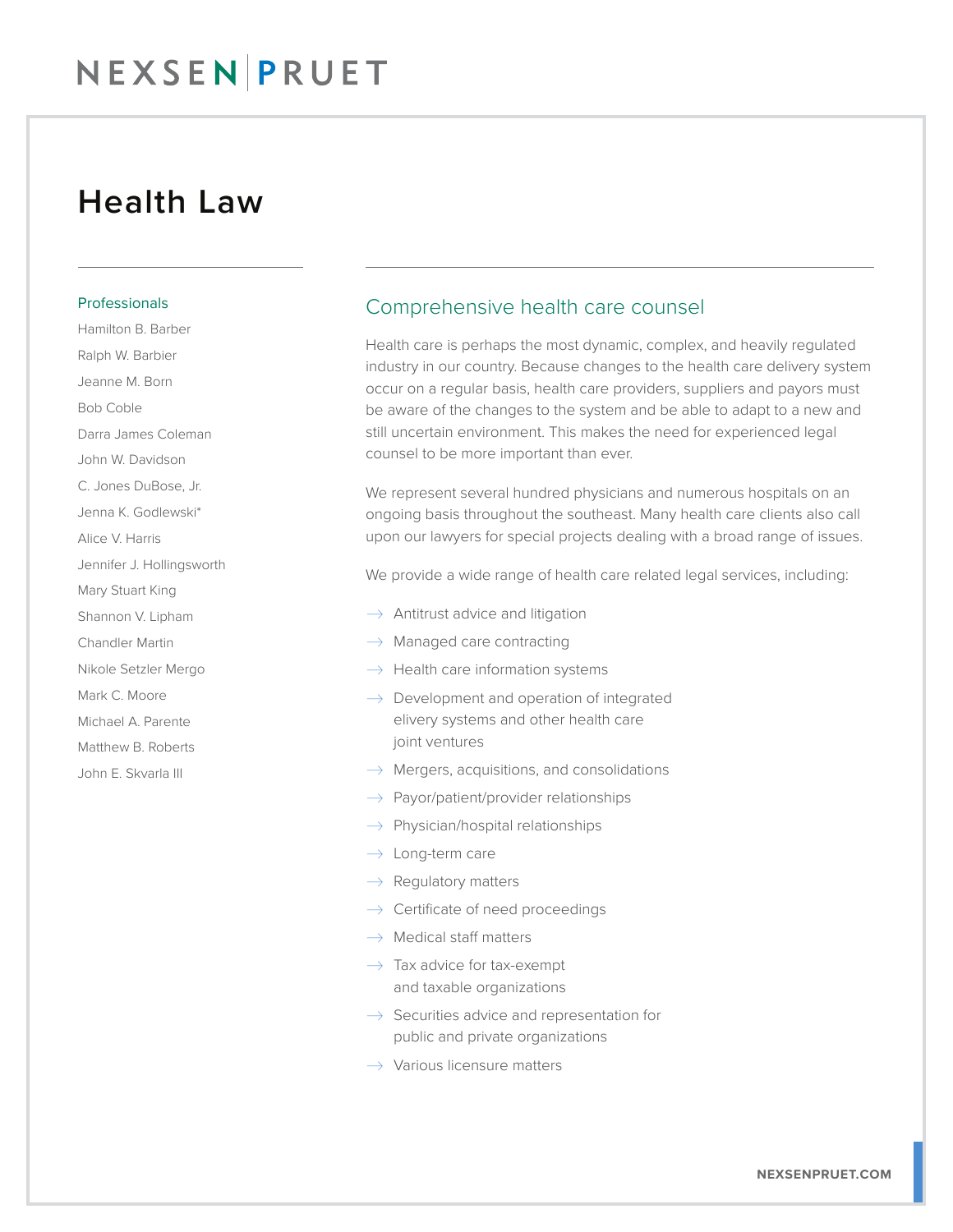# NEXSEN PRUET

# Health Law

### Professionals

Hamilton B. Barber
Ralph W. Barbier
Jeanne M. Born
Bob Coble
Darra James Coleman
John W. Davidson
C. Jones DuBose, Jr.
Jenna K. Godlewski*
Alice V. Harris
Jennifer J. Hollingsworth
Mary Stuart King
Shannon V. Lipham
Chandler Martin
Nikole Setzler Mergo
Mark C. Moore
Michael A. Parente
Matthew B. Roberts
John E. Skvarla III

## Comprehensive health care counsel

Health care is perhaps the most dynamic, complex, and heavily regulated industry in our country. Because changes to the health care delivery system occur on a regular basis, health care providers, suppliers and payors must be aware of the changes to the system and be able to adapt to a new and still uncertain environment. This makes the need for experienced legal counsel to be more important than ever.

We represent several hundred physicians and numerous hospitals on an ongoing basis throughout the southeast. Many health care clients also call upon our lawyers for special projects dealing with a broad range of issues.

We provide a wide range of health care related legal services, including:

- Antitrust advice and litigation
- Managed care contracting
- Health care information systems
- Development and operation of integrated elivery systems and other health care joint ventures
- Mergers, acquisitions, and consolidations
- Payor/patient/provider relationships
- Physician/hospital relationships
- Long-term care
- Regulatory matters
- Certificate of need proceedings
- Medical staff matters
- Tax advice for tax-exempt and taxable organizations
- Securities advice and representation for public and private organizations
- Various licensure matters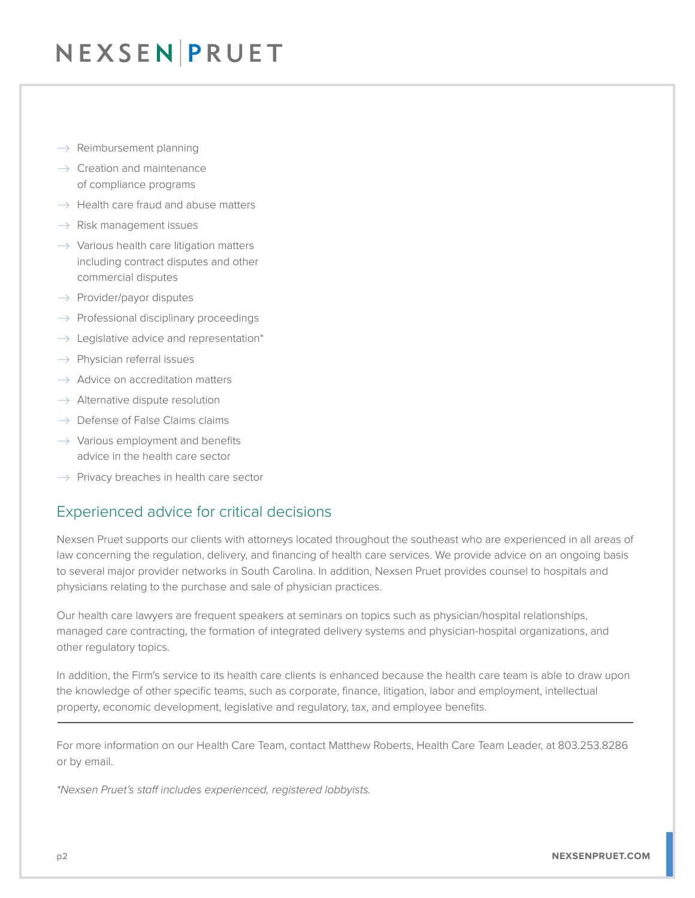- Reimbursement planning
- Creation and maintenance of compliance programs
- Health care fraud and abuse matters
- Risk management issues
- Various health care litigation matters including contract disputes and other commercial disputes
- Provider/payor disputes
- Professional disciplinary proceedings
- Legislative advice and representation*
- Physician referral issues
- Advice on accreditation matters
- Alternative dispute resolution
- Defense of False Claims claims
- Various employment and benefits advice in the health care sector
- Privacy breaches in health care sector

## Experienced advice for critical decisions

Nexsen Pruet supports our clients with attorneys located throughout the southeast who are experienced in all areas of law concerning the regulation, delivery, and financing of health care services. We provide advice on an ongoing basis to several major provider networks in South Carolina. In addition, Nexsen Pruet provides counsel to hospitals and physicians relating to the purchase and sale of physician practices.

Our health care lawyers are frequent speakers at seminars on topics such as physician/hospital relationships, managed care contracting, the formation of integrated delivery systems and physician-hospital organizations, and other regulatory topics.

In addition, the Firm's service to its health care clients is enhanced because the health care team is able to draw upon the knowledge of other specific teams, such as corporate, finance, litigation, labor and employment, intellectual property, economic development, legislative and regulatory, tax, and employee benefits.

---

For more information on our Health Care Team, contact Matthew Roberts, Health Care Team Leader, at 803.253.8286 or by email.

*\*Nexsen Pruet's staff includes experienced, registered lobbyists.*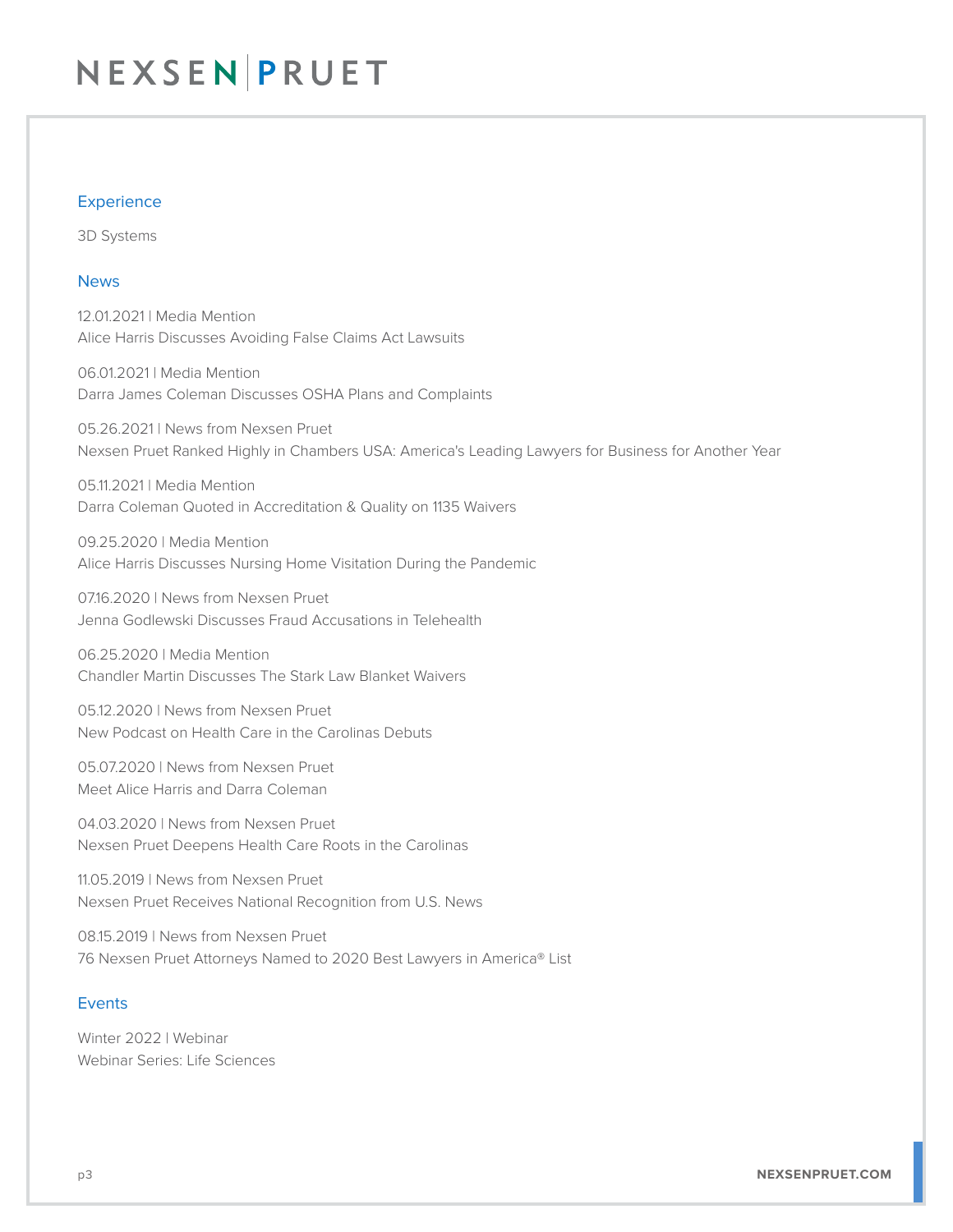## Experience

3D Systems

## News

12.01.2021 | Media Mention
Alice Harris Discusses Avoiding False Claims Act Lawsuits

06.01.2021 | Media Mention
Darra James Coleman Discusses OSHA Plans and Complaints

05.26.2021 | News from Nexsen Pruet
Nexsen Pruet Ranked Highly in Chambers USA: America's Leading Lawyers for Business for Another Year

05.11.2021 | Media Mention
Darra Coleman Quoted in Accreditation & Quality on 1135 Waivers

09.25.2020 | Media Mention
Alice Harris Discusses Nursing Home Visitation During the Pandemic

07.16.2020 | News from Nexsen Pruet
Jenna Godlewski Discusses Fraud Accusations in Telehealth

06.25.2020 | Media Mention
Chandler Martin Discusses The Stark Law Blanket Waivers

05.12.2020 | News from Nexsen Pruet
New Podcast on Health Care in the Carolinas Debuts

05.07.2020 | News from Nexsen Pruet
Meet Alice Harris and Darra Coleman

04.03.2020 | News from Nexsen Pruet
Nexsen Pruet Deepens Health Care Roots in the Carolinas

11.05.2019 | News from Nexsen Pruet
Nexsen Pruet Receives National Recognition from U.S. News

08.15.2019 | News from Nexsen Pruet
76 Nexsen Pruet Attorneys Named to 2020 Best Lawyers in America® List

## Events

Winter 2022 | Webinar
Webinar Series: Life Sciences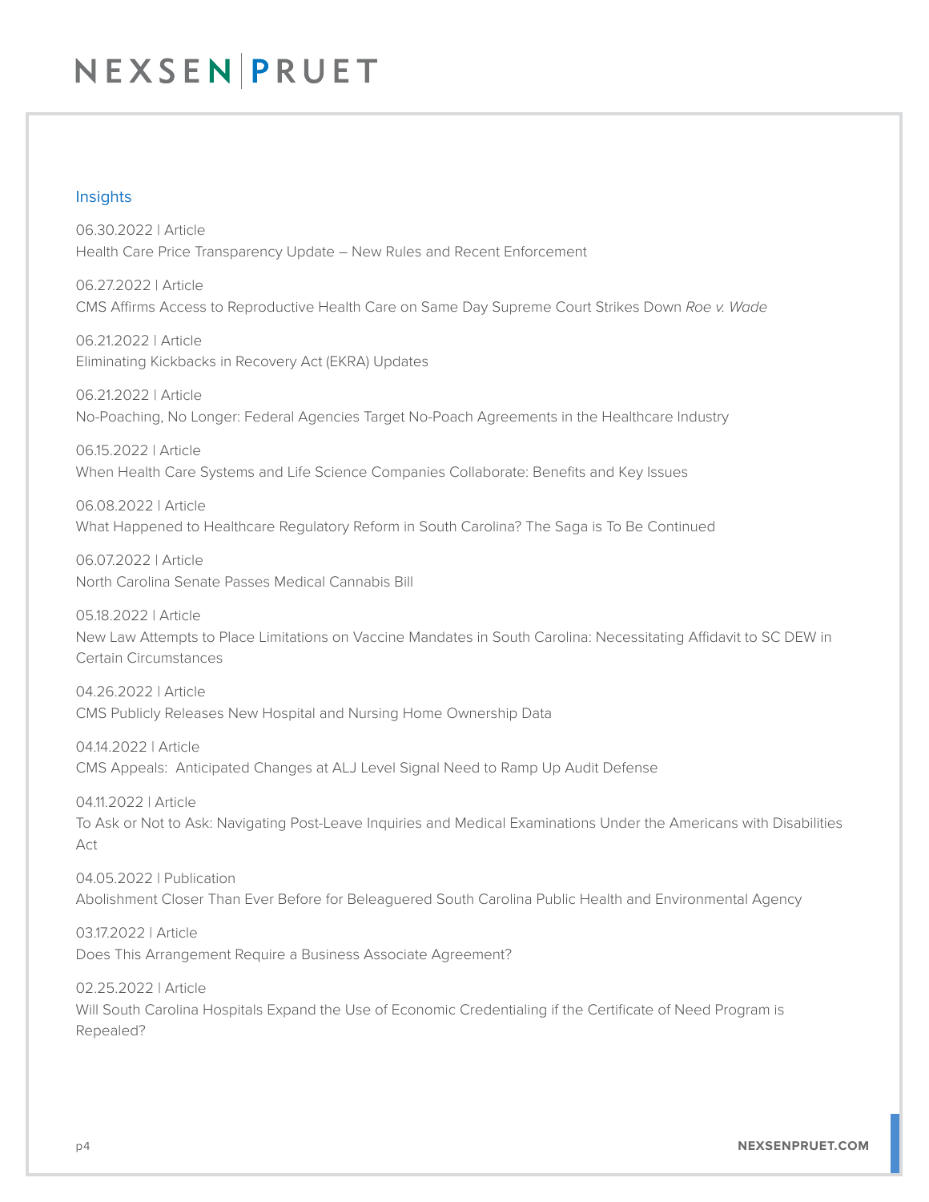## Insights

06.30.2022 | Article
Health Care Price Transparency Update – New Rules and Recent Enforcement

06.27.2022 | Article
CMS Affirms Access to Reproductive Health Care on Same Day Supreme Court Strikes Down *Roe v. Wade*

06.21.2022 | Article
Eliminating Kickbacks in Recovery Act (EKRA) Updates

06.21.2022 | Article
No-Poaching, No Longer: Federal Agencies Target No-Poach Agreements in the Healthcare Industry

06.15.2022 | Article
When Health Care Systems and Life Science Companies Collaborate: Benefits and Key Issues

06.08.2022 | Article
What Happened to Healthcare Regulatory Reform in South Carolina? The Saga is To Be Continued

06.07.2022 | Article
North Carolina Senate Passes Medical Cannabis Bill

05.18.2022 | Article
New Law Attempts to Place Limitations on Vaccine Mandates in South Carolina: Necessitating Affidavit to SC DEW in Certain Circumstances

04.26.2022 | Article
CMS Publicly Releases New Hospital and Nursing Home Ownership Data

04.14.2022 | Article
CMS Appeals: Anticipated Changes at ALJ Level Signal Need to Ramp Up Audit Defense

04.11.2022 | Article
To Ask or Not to Ask: Navigating Post-Leave Inquiries and Medical Examinations Under the Americans with Disabilities Act

04.05.2022 | Publication
Abolishment Closer Than Ever Before for Beleaguered South Carolina Public Health and Environmental Agency

03.17.2022 | Article
Does This Arrangement Require a Business Associate Agreement?

02.25.2022 | Article
Will South Carolina Hospitals Expand the Use of Economic Credentialing if the Certificate of Need Program is Repealed?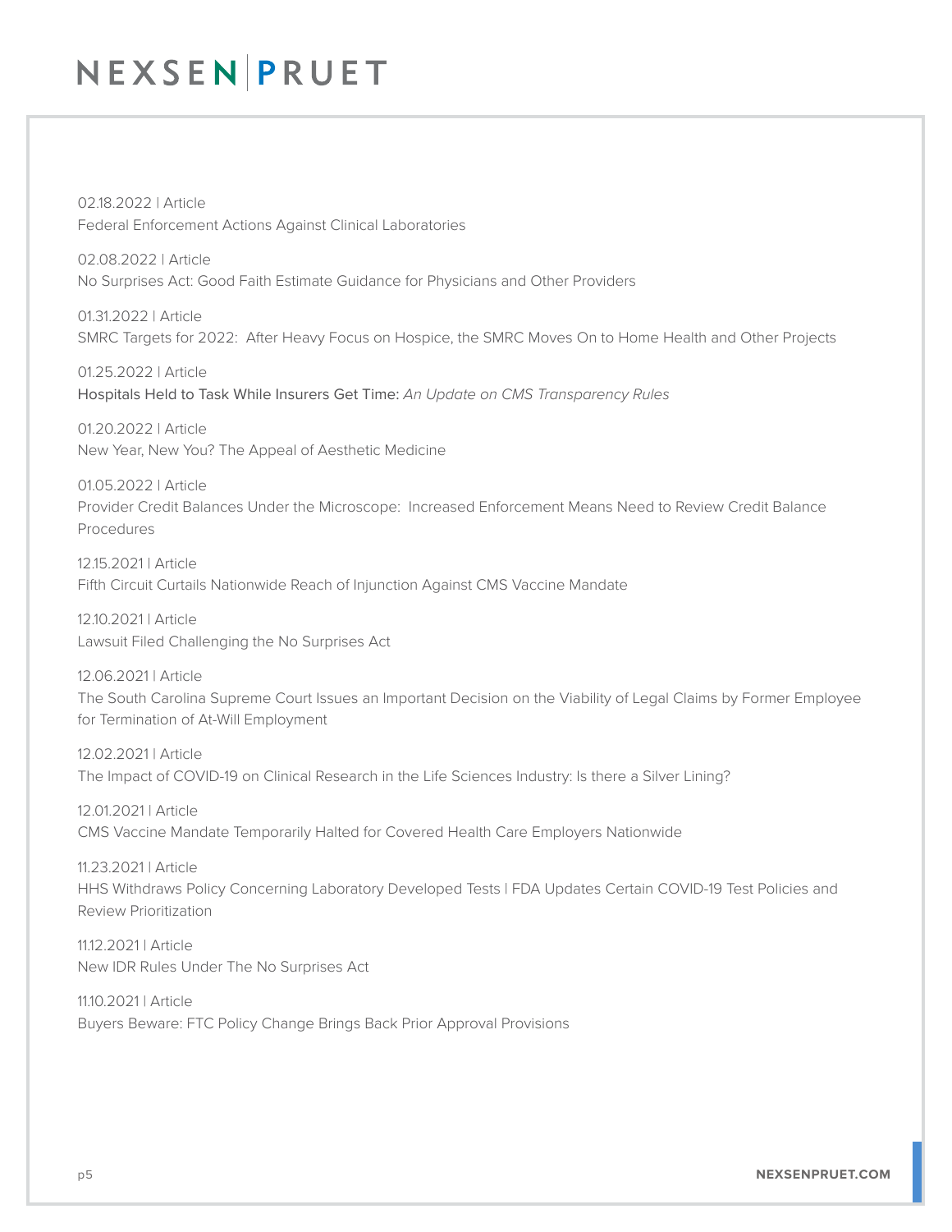02.18.2022 | Article
Federal Enforcement Actions Against Clinical Laboratories

02.08.2022 | Article
No Surprises Act: Good Faith Estimate Guidance for Physicians and Other Providers

01.31.2022 | Article
SMRC Targets for 2022: After Heavy Focus on Hospice, the SMRC Moves On to Home Health and Other Projects

01.25.2022 | Article
Hospitals Held to Task While Insurers Get Time: *An Update on CMS Transparency Rules*

01.20.2022 | Article
New Year, New You? The Appeal of Aesthetic Medicine

01.05.2022 | Article
Provider Credit Balances Under the Microscope: Increased Enforcement Means Need to Review Credit Balance Procedures

12.15.2021 | Article
Fifth Circuit Curtails Nationwide Reach of Injunction Against CMS Vaccine Mandate

12.10.2021 | Article
Lawsuit Filed Challenging the No Surprises Act

12.06.2021 | Article
The South Carolina Supreme Court Issues an Important Decision on the Viability of Legal Claims by Former Employee for Termination of At-Will Employment

12.02.2021 | Article
The Impact of COVID-19 on Clinical Research in the Life Sciences Industry: Is there a Silver Lining?

12.01.2021 | Article
CMS Vaccine Mandate Temporarily Halted for Covered Health Care Employers Nationwide

11.23.2021 | Article
HHS Withdraws Policy Concerning Laboratory Developed Tests | FDA Updates Certain COVID-19 Test Policies and Review Prioritization

11.12.2021 | Article
New IDR Rules Under The No Surprises Act

11.10.2021 | Article
Buyers Beware: FTC Policy Change Brings Back Prior Approval Provisions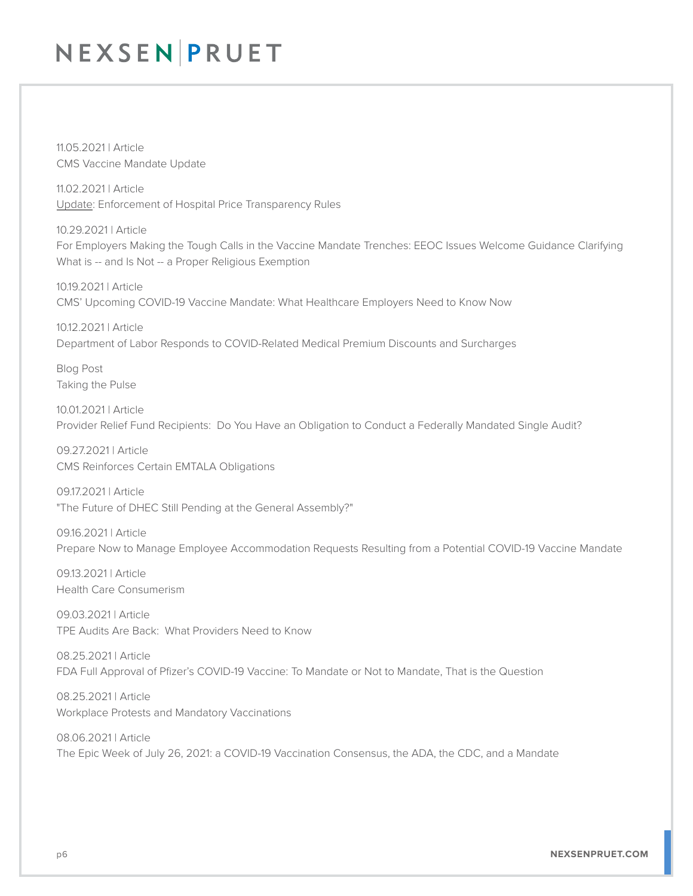11.05.2021 | Article
CMS Vaccine Mandate Update

11.02.2021 | Article
Update: Enforcement of Hospital Price Transparency Rules

10.29.2021 | Article
For Employers Making the Tough Calls in the Vaccine Mandate Trenches: EEOC Issues Welcome Guidance Clarifying What is -- and Is Not -- a Proper Religious Exemption

10.19.2021 | Article
CMS' Upcoming COVID-19 Vaccine Mandate: What Healthcare Employers Need to Know Now

10.12.2021 | Article
Department of Labor Responds to COVID-Related Medical Premium Discounts and Surcharges

Blog Post
Taking the Pulse

10.01.2021 | Article
Provider Relief Fund Recipients:  Do You Have an Obligation to Conduct a Federally Mandated Single Audit?

09.27.2021 | Article
CMS Reinforces Certain EMTALA Obligations

09.17.2021 | Article
"The Future of DHEC Still Pending at the General Assembly?"

09.16.2021 | Article
Prepare Now to Manage Employee Accommodation Requests Resulting from a Potential COVID-19 Vaccine Mandate

09.13.2021 | Article
Health Care Consumerism

09.03.2021 | Article
TPE Audits Are Back:  What Providers Need to Know

08.25.2021 | Article
FDA Full Approval of Pfizer's COVID-19 Vaccine: To Mandate or Not to Mandate, That is the Question

08.25.2021 | Article
Workplace Protests and Mandatory Vaccinations

08.06.2021 | Article
The Epic Week of July 26, 2021: a COVID-19 Vaccination Consensus, the ADA, the CDC, and a Mandate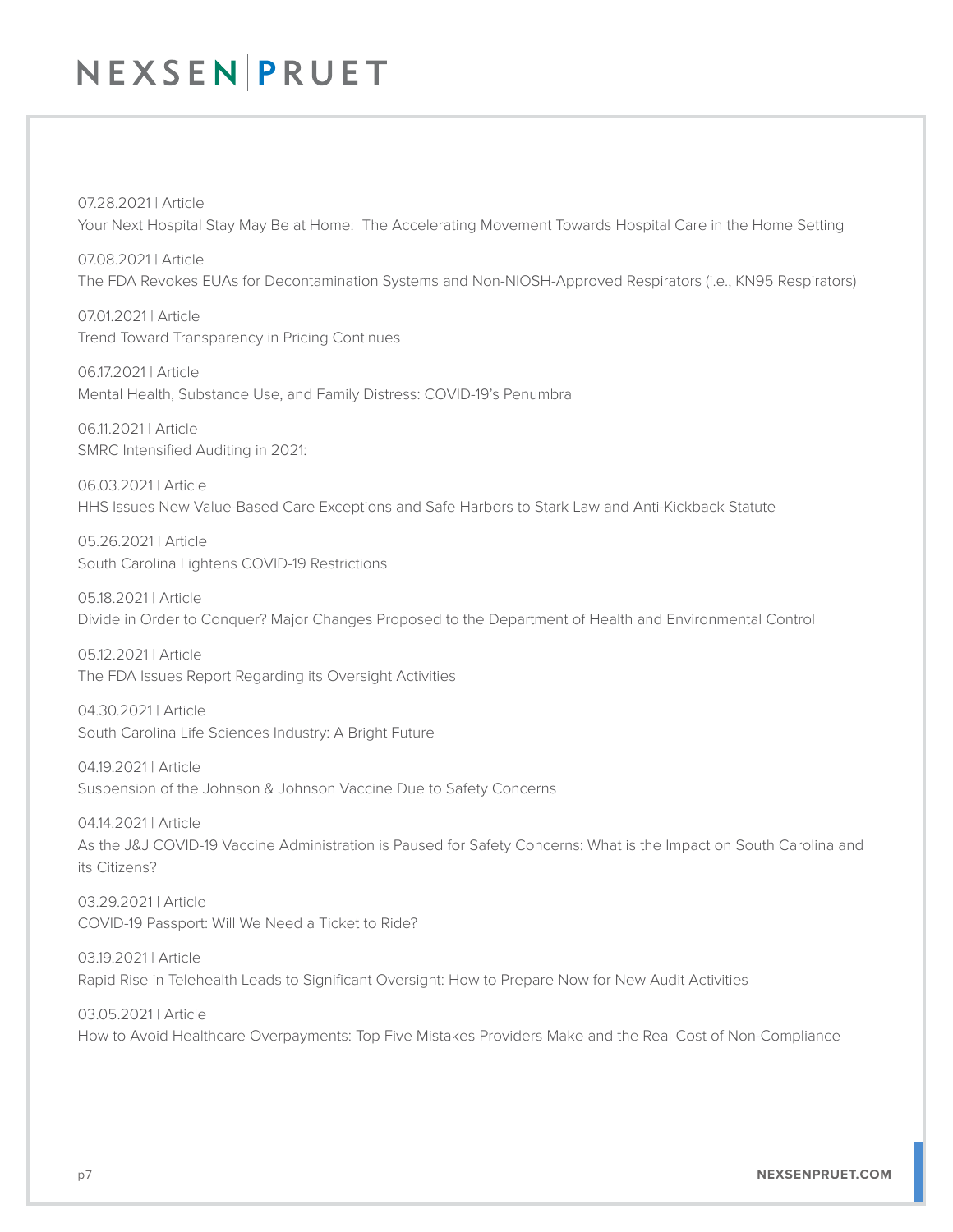07.28.2021 | Article
Your Next Hospital Stay May Be at Home: The Accelerating Movement Towards Hospital Care in the Home Setting

07.08.2021 | Article
The FDA Revokes EUAs for Decontamination Systems and Non-NIOSH-Approved Respirators (i.e., KN95 Respirators)

07.01.2021 | Article
Trend Toward Transparency in Pricing Continues

06.17.2021 | Article
Mental Health, Substance Use, and Family Distress: COVID-19's Penumbra

06.11.2021 | Article
SMRC Intensified Auditing in 2021:

06.03.2021 | Article
HHS Issues New Value-Based Care Exceptions and Safe Harbors to Stark Law and Anti-Kickback Statute

05.26.2021 | Article
South Carolina Lightens COVID-19 Restrictions

05.18.2021 | Article
Divide in Order to Conquer? Major Changes Proposed to the Department of Health and Environmental Control

05.12.2021 | Article
The FDA Issues Report Regarding its Oversight Activities

04.30.2021 | Article
South Carolina Life Sciences Industry: A Bright Future

04.19.2021 | Article
Suspension of the Johnson & Johnson Vaccine Due to Safety Concerns

04.14.2021 | Article
As the J&J COVID-19 Vaccine Administration is Paused for Safety Concerns: What is the Impact on South Carolina and its Citizens?

03.29.2021 | Article
COVID-19 Passport: Will We Need a Ticket to Ride?

03.19.2021 | Article
Rapid Rise in Telehealth Leads to Significant Oversight: How to Prepare Now for New Audit Activities

03.05.2021 | Article
How to Avoid Healthcare Overpayments: Top Five Mistakes Providers Make and the Real Cost of Non-Compliance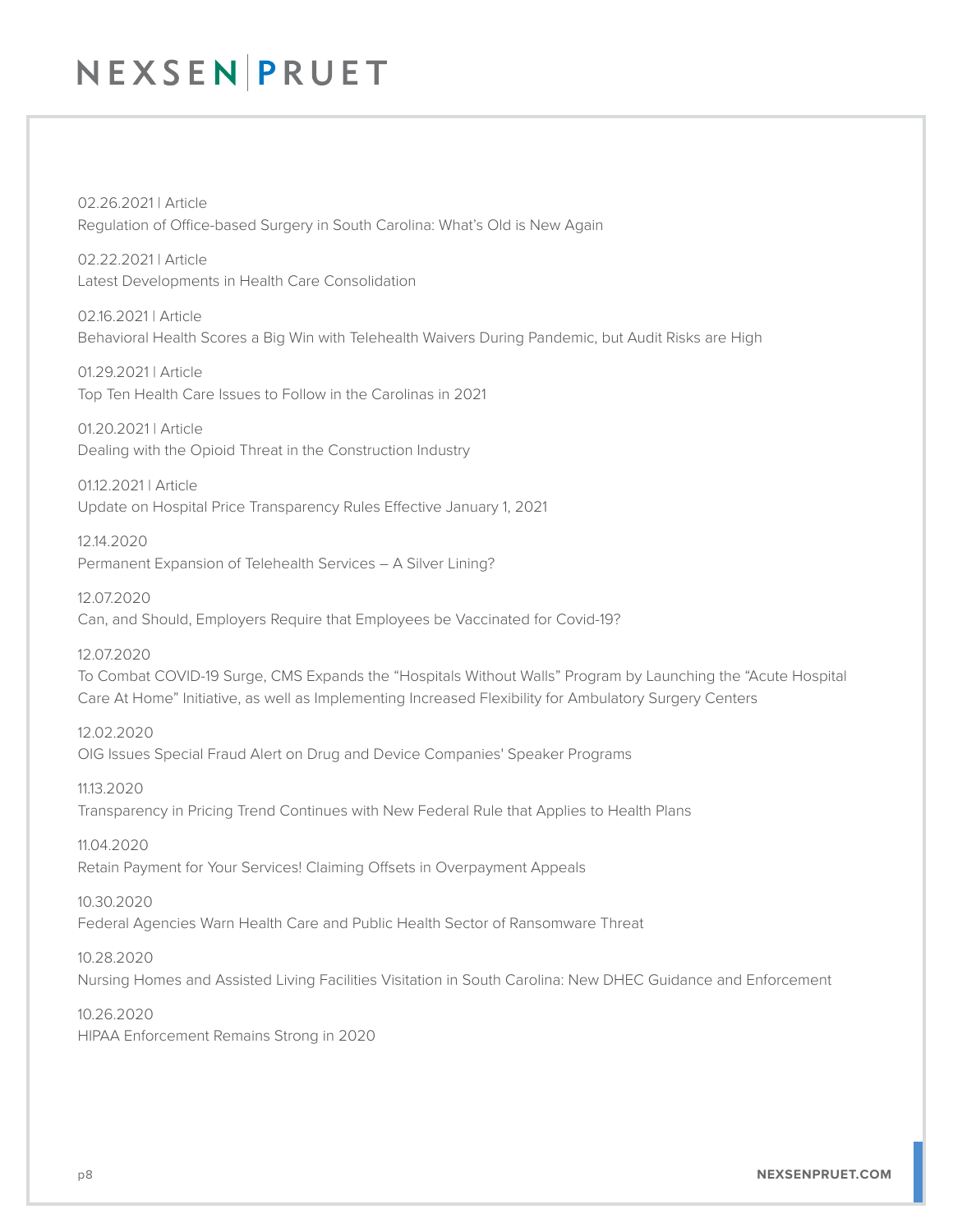02.26.2021 | Article
Regulation of Office-based Surgery in South Carolina: What's Old is New Again

02.22.2021 | Article
Latest Developments in Health Care Consolidation

02.16.2021 | Article
Behavioral Health Scores a Big Win with Telehealth Waivers During Pandemic, but Audit Risks are High

01.29.2021 | Article
Top Ten Health Care Issues to Follow in the Carolinas in 2021

01.20.2021 | Article
Dealing with the Opioid Threat in the Construction Industry

01.12.2021 | Article
Update on Hospital Price Transparency Rules Effective January 1, 2021

12.14.2020
Permanent Expansion of Telehealth Services – A Silver Lining?

12.07.2020
Can, and Should, Employers Require that Employees be Vaccinated for Covid-19?

12.07.2020
To Combat COVID-19 Surge, CMS Expands the "Hospitals Without Walls" Program by Launching the "Acute Hospital Care At Home" Initiative, as well as Implementing Increased Flexibility for Ambulatory Surgery Centers

12.02.2020
OIG Issues Special Fraud Alert on Drug and Device Companies' Speaker Programs

11.13.2020
Transparency in Pricing Trend Continues with New Federal Rule that Applies to Health Plans

11.04.2020
Retain Payment for Your Services! Claiming Offsets in Overpayment Appeals

10.30.2020
Federal Agencies Warn Health Care and Public Health Sector of Ransomware Threat

10.28.2020
Nursing Homes and Assisted Living Facilities Visitation in South Carolina: New DHEC Guidance and Enforcement

10.26.2020
HIPAA Enforcement Remains Strong in 2020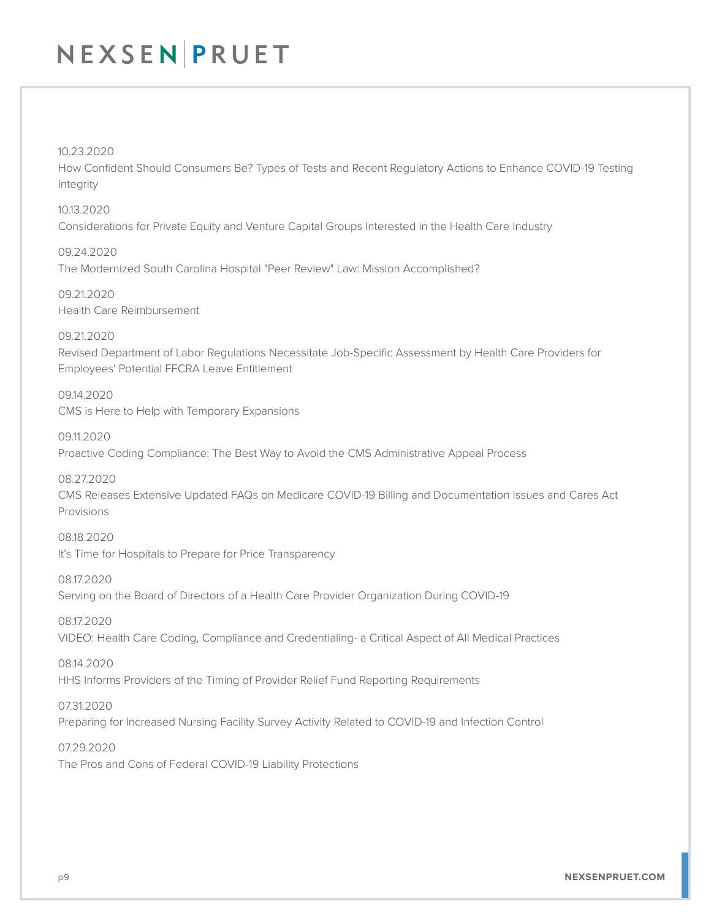10.23.2020
How Confident Should Consumers Be? Types of Tests and Recent Regulatory Actions to Enhance COVID-19 Testing Integrity

10.13.2020
Considerations for Private Equity and Venture Capital Groups Interested in the Health Care Industry

09.24.2020
The Modernized South Carolina Hospital "Peer Review" Law: Mission Accomplished?

09.21.2020
Health Care Reimbursement

09.21.2020
Revised Department of Labor Regulations Necessitate Job-Specific Assessment by Health Care Providers for Employees' Potential FFCRA Leave Entitlement

09.14.2020
CMS is Here to Help with Temporary Expansions

09.11.2020
Proactive Coding Compliance: The Best Way to Avoid the CMS Administrative Appeal Process

08.27.2020
CMS Releases Extensive Updated FAQs on Medicare COVID-19 Billing and Documentation Issues and Cares Act Provisions

08.18.2020
It's Time for Hospitals to Prepare for Price Transparency

08.17.2020
Serving on the Board of Directors of a Health Care Provider Organization During COVID-19

08.17.2020
VIDEO: Health Care Coding, Compliance and Credentialing- a Critical Aspect of All Medical Practices

08.14.2020
HHS Informs Providers of the Timing of Provider Relief Fund Reporting Requirements

07.31.2020
Preparing for Increased Nursing Facility Survey Activity Related to COVID-19 and Infection Control

07.29.2020
The Pros and Cons of Federal COVID-19 Liability Protections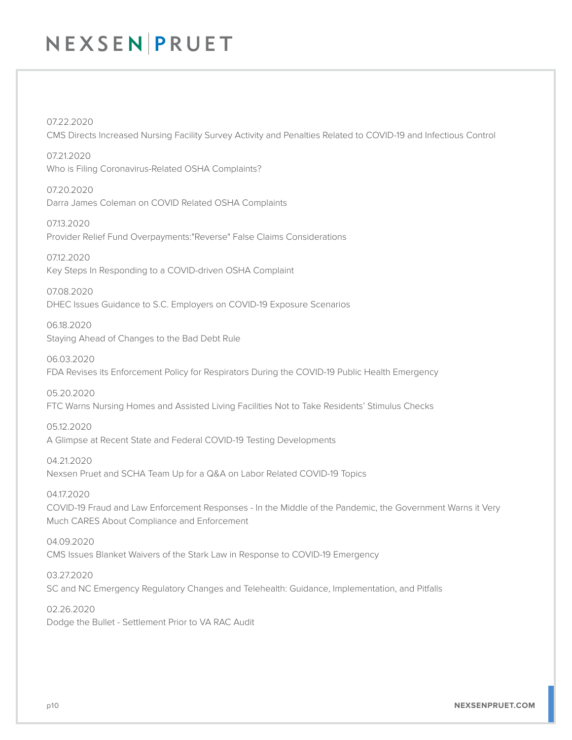07.22.2020
CMS Directs Increased Nursing Facility Survey Activity and Penalties Related to COVID-19 and Infectious Control

07.21.2020
Who is Filing Coronavirus-Related OSHA Complaints?

07.20.2020
Darra James Coleman on COVID Related OSHA Complaints

07.13.2020
Provider Relief Fund Overpayments:"Reverse" False Claims Considerations

07.12.2020
Key Steps In Responding to a COVID-driven OSHA Complaint

07.08.2020
DHEC Issues Guidance to S.C. Employers on COVID-19 Exposure Scenarios

06.18.2020
Staying Ahead of Changes to the Bad Debt Rule

06.03.2020
FDA Revises its Enforcement Policy for Respirators During the COVID-19 Public Health Emergency

05.20.2020
FTC Warns Nursing Homes and Assisted Living Facilities Not to Take Residents' Stimulus Checks

05.12.2020
A Glimpse at Recent State and Federal COVID-19 Testing Developments

04.21.2020
Nexsen Pruet and SCHA Team Up for a Q&A on Labor Related COVID-19 Topics

04.17.2020
COVID-19 Fraud and Law Enforcement Responses - In the Middle of the Pandemic, the Government Warns it Very Much CARES About Compliance and Enforcement

04.09.2020
CMS Issues Blanket Waivers of the Stark Law in Response to COVID-19 Emergency

03.27.2020
SC and NC Emergency Regulatory Changes and Telehealth: Guidance, Implementation, and Pitfalls

02.26.2020
Dodge the Bullet - Settlement Prior to VA RAC Audit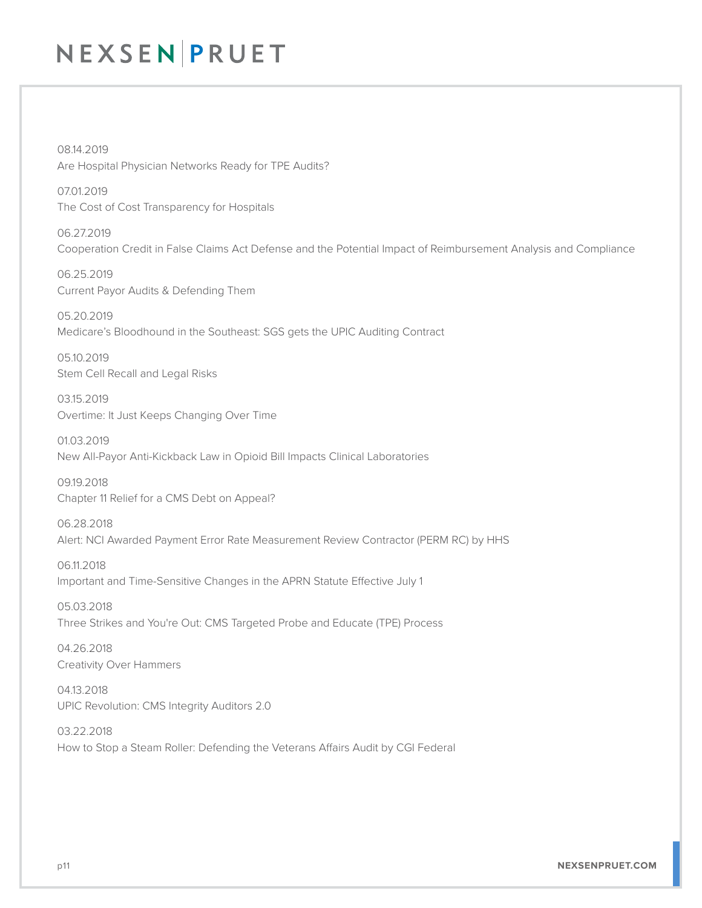08.14.2019
Are Hospital Physician Networks Ready for TPE Audits?

07.01.2019
The Cost of Cost Transparency for Hospitals

06.27.2019
Cooperation Credit in False Claims Act Defense and the Potential Impact of Reimbursement Analysis and Compliance

06.25.2019
Current Payor Audits & Defending Them

05.20.2019
Medicare's Bloodhound in the Southeast: SGS gets the UPIC Auditing Contract

05.10.2019
Stem Cell Recall and Legal Risks

03.15.2019
Overtime: It Just Keeps Changing Over Time

01.03.2019
New All-Payor Anti-Kickback Law in Opioid Bill Impacts Clinical Laboratories

09.19.2018
Chapter 11 Relief for a CMS Debt on Appeal?

06.28.2018
Alert: NCI Awarded Payment Error Rate Measurement Review Contractor (PERM RC) by HHS

06.11.2018
Important and Time-Sensitive Changes in the APRN Statute Effective July 1

05.03.2018
Three Strikes and You're Out: CMS Targeted Probe and Educate (TPE) Process

04.26.2018
Creativity Over Hammers

04.13.2018
UPIC Revolution: CMS Integrity Auditors 2.0

03.22.2018
How to Stop a Steam Roller: Defending the Veterans Affairs Audit by CGI Federal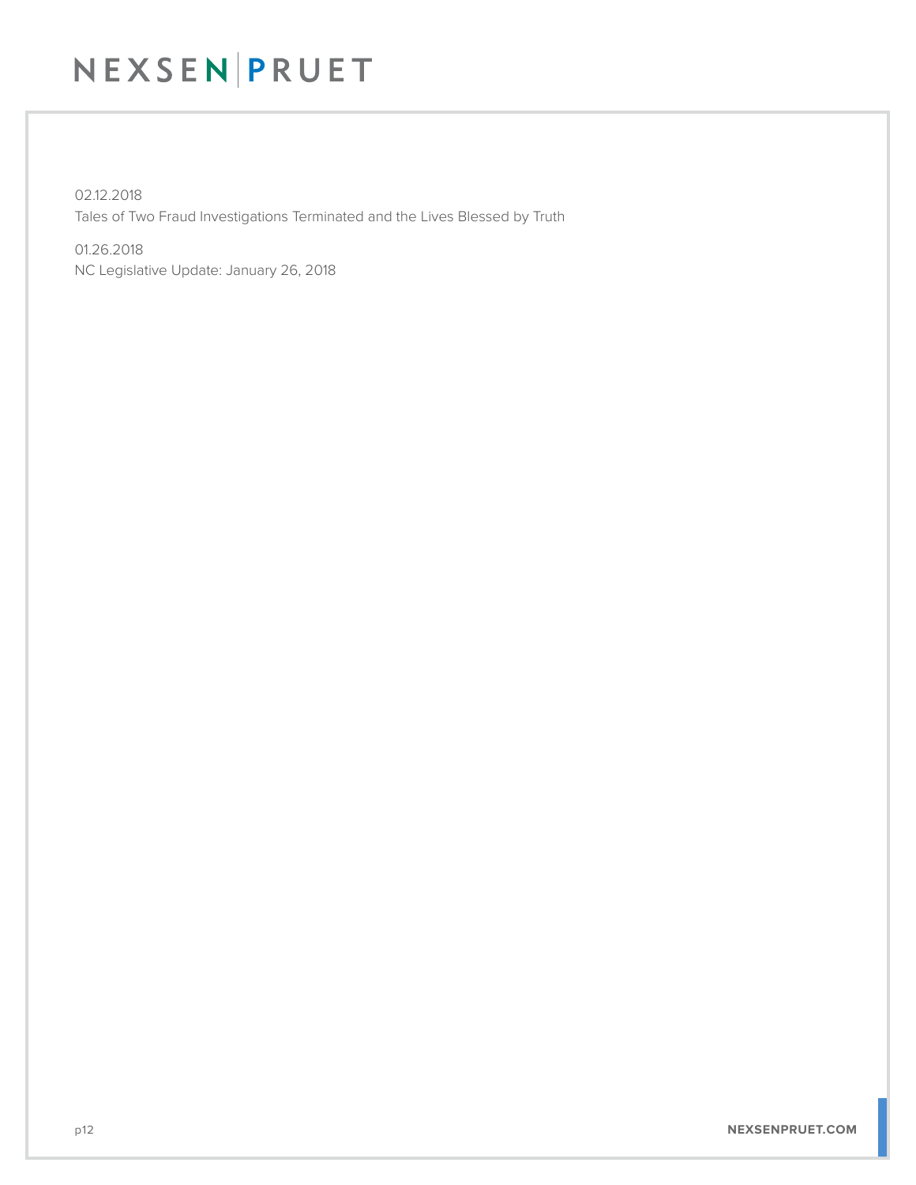02.12.2018
Tales of Two Fraud Investigations Terminated and the Lives Blessed by Truth

01.26.2018
NC Legislative Update: January 26, 2018